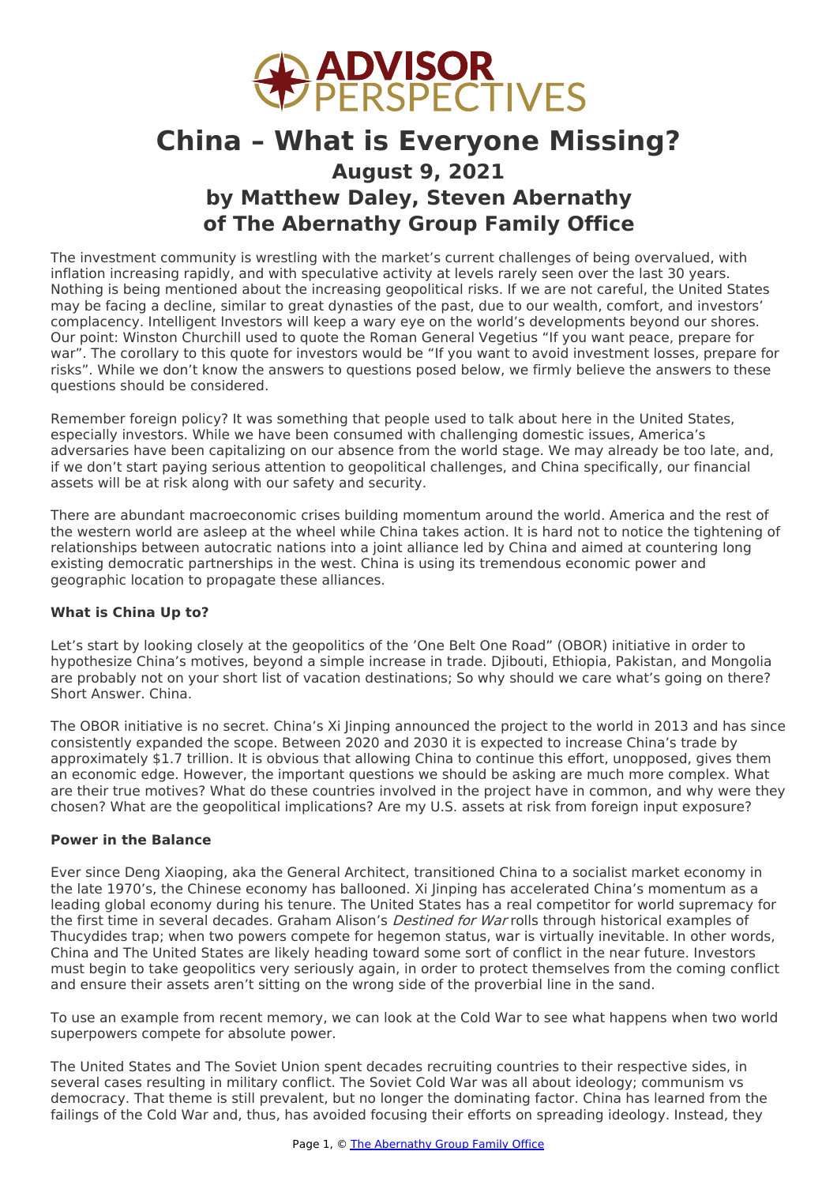# China – What is Everyone Missing?

## August 9, 2021

## by Matthew Daley, Steven Abernathy of The Abernathy Group Family Office

The investment community is wrestling with the market's current challenges of being overvalued, with inflation increasing rapidly, and with speculative activity at levels rarely seen over the last 30 years. Nothing is being mentioned about the increasing geopolitical risks. If we are not careful, the United States may be facing a decline, similar to great dynasties of the past, due to our wealth, comfort, and investors' complacency. Intelligent Investors will keep a wary eye on the world's developments beyond our shores. Our point: Winston Churchill used to quote the Roman General Vegetius "If you want peace, prepare for war". The corollary to this quote for investors would be "If you want to avoid investment losses, prepare for risks". While we don't know the answers to questions posed below, we firmly believe the answers to these questions should be considered.

Remember foreign policy? It was something that people used to talk about here in the United States, especially investors. While we have been consumed with challenging domestic issues, America's adversaries have been capitalizing on our absence from the world stage. We may already be too late, and, if we don't start paying serious attention to geopolitical challenges, and China specifically, our financial assets will be at risk along with our safety and security.

There are abundant macroeconomic crises building momentum around the world. America and the rest of the western world are asleep at the wheel while China takes action. It is hard not to notice the tightening of relationships between autocratic nations into a joint alliance led by China and aimed at countering long existing democratic partnerships in the west. China is using its tremendous economic power and geographic location to propagate these alliances.

**What is China Up to?**

Let's start by looking closely at the geopolitics of the 'One Belt One Road" (OBOR) initiative in order to hypothesize China's motives, beyond a simple increase in trade. Djibouti, Ethiopia, Pakistan, and Mongolia are probably not on your short list of vacation destinations; So why should we care what's going on there? Short Answer. China.

The OBOR initiative is no secret. China's Xi Jinping announced the project to the world in 2013 and has since consistently expanded the scope. Between 2020 and 2030 it is expected to increase China's trade by approximately $1.7 trillion. It is obvious that allowing China to continue this effort, unopposed, gives them an economic edge. However, the important questions we should be asking are much more complex. What are their true motives? What do these countries involved in the project have in common, and why were they chosen? What are the geopolitical implications? Are my U.S. assets at risk from foreign input exposure?

**Power in the Balance**

Ever since Deng Xiaoping, aka the General Architect, transitioned China to a socialist market economy in the late 1970's, the Chinese economy has ballooned. Xi Jinping has accelerated China's momentum as a leading global economy during his tenure. The United States has a real competitor for world supremacy for the first time in several decades. Graham Alison's *Destined for War* rolls through historical examples of Thucydides trap; when two powers compete for hegemon status, war is virtually inevitable. In other words, China and The United States are likely heading toward some sort of conflict in the near future. Investors must begin to take geopolitics very seriously again, in order to protect themselves from the coming conflict and ensure their assets aren't sitting on the wrong side of the proverbial line in the sand.

To use an example from recent memory, we can look at the Cold War to see what happens when two world superpowers compete for absolute power.

The United States and The Soviet Union spent decades recruiting countries to their respective sides, in several cases resulting in military conflict. The Soviet Cold War was all about ideology; communism vs democracy. That theme is still prevalent, but no longer the dominating factor. China has learned from the failings of the Cold War and, thus, has avoided focusing their efforts on spreading ideology. Instead, they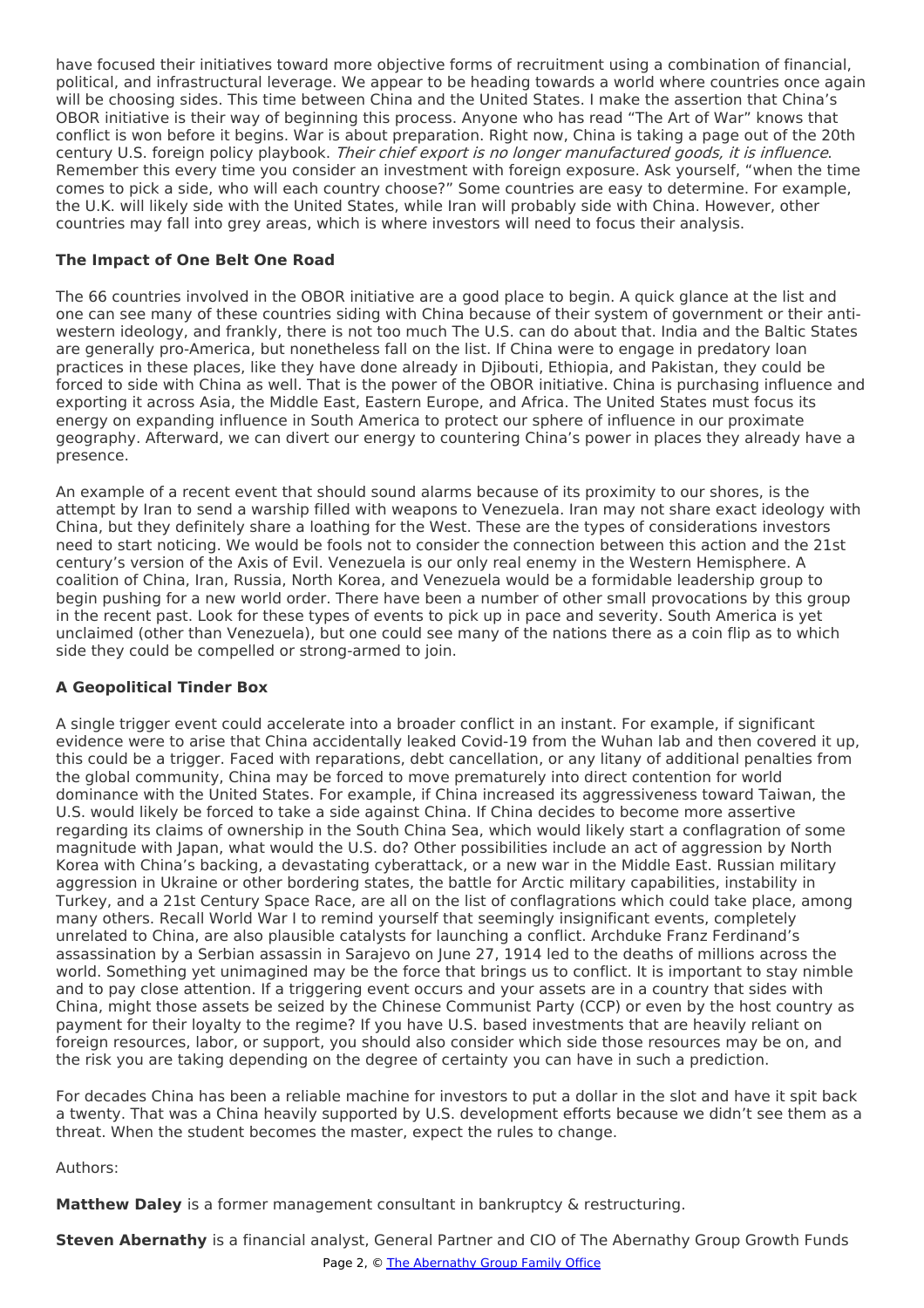have focused their initiatives toward more objective forms of recruitment using a combination of financial, political, and infrastructural leverage. We appear to be heading towards a world where countries once again will be choosing sides. This time between China and the United States. I make the assertion that China's OBOR initiative is their way of beginning this process. Anyone who has read "The Art of War" knows that conflict is won before it begins. War is about preparation. Right now, China is taking a page out of the 20th century U.S. foreign policy playbook. *Their chief export is no longer manufactured goods, it is influence*. Remember this every time you consider an investment with foreign exposure. Ask yourself, "when the time comes to pick a side, who will each country choose?" Some countries are easy to determine. For example, the U.K. will likely side with the United States, while Iran will probably side with China. However, other countries may fall into grey areas, which is where investors will need to focus their analysis.

### The Impact of One Belt One Road

The 66 countries involved in the OBOR initiative are a good place to begin. A quick glance at the list and one can see many of these countries siding with China because of their system of government or their anti-western ideology, and frankly, there is not too much The U.S. can do about that. India and the Baltic States are generally pro-America, but nonetheless fall on the list. If China were to engage in predatory loan practices in these places, like they have done already in Djibouti, Ethiopia, and Pakistan, they could be forced to side with China as well. That is the power of the OBOR initiative. China is purchasing influence and exporting it across Asia, the Middle East, Eastern Europe, and Africa. The United States must focus its energy on expanding influence in South America to protect our sphere of influence in our proximate geography. Afterward, we can divert our energy to countering China's power in places they already have a presence.

An example of a recent event that should sound alarms because of its proximity to our shores, is the attempt by Iran to send a warship filled with weapons to Venezuela. Iran may not share exact ideology with China, but they definitely share a loathing for the West. These are the types of considerations investors need to start noticing. We would be fools not to consider the connection between this action and the 21st century's version of the Axis of Evil. Venezuela is our only real enemy in the Western Hemisphere. A coalition of China, Iran, Russia, North Korea, and Venezuela would be a formidable leadership group to begin pushing for a new world order. There have been a number of other small provocations by this group in the recent past. Look for these types of events to pick up in pace and severity. South America is yet unclaimed (other than Venezuela), but one could see many of the nations there as a coin flip as to which side they could be compelled or strong-armed to join.

### A Geopolitical Tinder Box

A single trigger event could accelerate into a broader conflict in an instant. For example, if significant evidence were to arise that China accidentally leaked Covid-19 from the Wuhan lab and then covered it up, this could be a trigger. Faced with reparations, debt cancellation, or any litany of additional penalties from the global community, China may be forced to move prematurely into direct contention for world dominance with the United States. For example, if China increased its aggressiveness toward Taiwan, the U.S. would likely be forced to take a side against China. If China decides to become more assertive regarding its claims of ownership in the South China Sea, which would likely start a conflagration of some magnitude with Japan, what would the U.S. do? Other possibilities include an act of aggression by North Korea with China's backing, a devastating cyberattack, or a new war in the Middle East. Russian military aggression in Ukraine or other bordering states, the battle for Arctic military capabilities, instability in Turkey, and a 21st Century Space Race, are all on the list of conflagrations which could take place, among many others. Recall World War I to remind yourself that seemingly insignificant events, completely unrelated to China, are also plausible catalysts for launching a conflict. Archduke Franz Ferdinand's assassination by a Serbian assassin in Sarajevo on June 27, 1914 led to the deaths of millions across the world. Something yet unimagined may be the force that brings us to conflict. It is important to stay nimble and to pay close attention. If a triggering event occurs and your assets are in a country that sides with China, might those assets be seized by the Chinese Communist Party (CCP) or even by the host country as payment for their loyalty to the regime? If you have U.S. based investments that are heavily reliant on foreign resources, labor, or support, you should also consider which side those resources may be on, and the risk you are taking depending on the degree of certainty you can have in such a prediction.

For decades China has been a reliable machine for investors to put a dollar in the slot and have it spit back a twenty. That was a China heavily supported by U.S. development efforts because we didn't see them as a threat. When the student becomes the master, expect the rules to change.

Authors:

**Matthew Daley** is a former management consultant in bankruptcy & restructuring.

**Steven Abernathy** is a financial analyst, General Partner and CIO of The Abernathy Group Growth Funds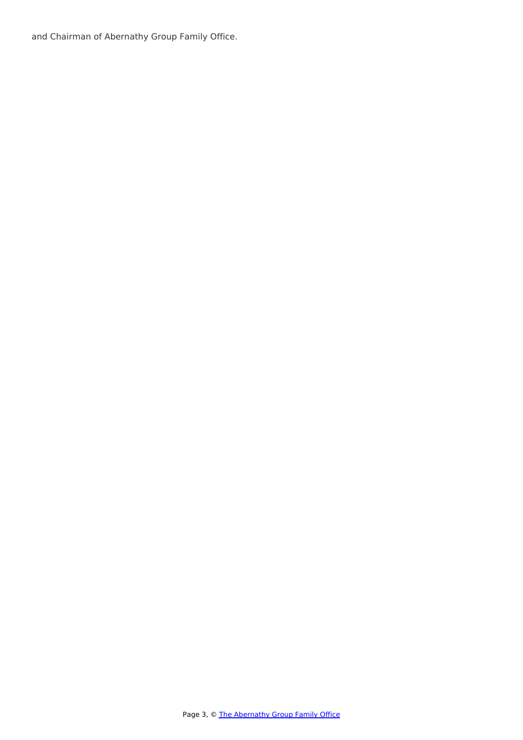and Chairman of Abernathy Group Family Office.